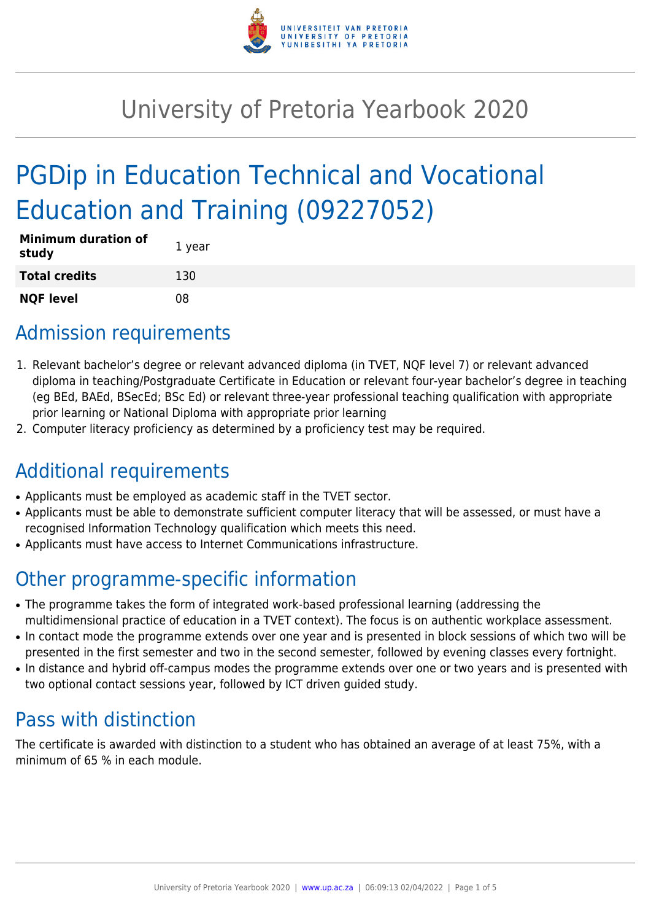# University of Pretoria Yearbook 2020

# PGDip in Education Technical and Vocational Education and Training (09227052)

| **Minimum duration of study** | 1 year |
| --- | --- |
| **Total credits** | 130 |
| **NQF level** | 08 |

## Admission requirements

1. Relevant bachelor's degree or relevant advanced diploma (in TVET, NQF level 7) or relevant advanced diploma in teaching/Postgraduate Certificate in Education or relevant four-year bachelor's degree in teaching (eg BEd, BAEd, BSecEd; BSc Ed) or relevant three-year professional teaching qualification with appropriate prior learning or National Diploma with appropriate prior learning
2. Computer literacy proficiency as determined by a proficiency test may be required.

## Additional requirements

- Applicants must be employed as academic staff in the TVET sector.
- Applicants must be able to demonstrate sufficient computer literacy that will be assessed, or must have a recognised Information Technology qualification which meets this need.
- Applicants must have access to Internet Communications infrastructure.

## Other programme-specific information

- The programme takes the form of integrated work-based professional learning (addressing the multidimensional practice of education in a TVET context). The focus is on authentic workplace assessment.
- In contact mode the programme extends over one year and is presented in block sessions of which two will be presented in the first semester and two in the second semester, followed by evening classes every fortnight.
- In distance and hybrid off-campus modes the programme extends over one or two years and is presented with two optional contact sessions year, followed by ICT driven guided study.

## Pass with distinction

The certificate is awarded with distinction to a student who has obtained an average of at least 75%, with a minimum of 65 % in each module.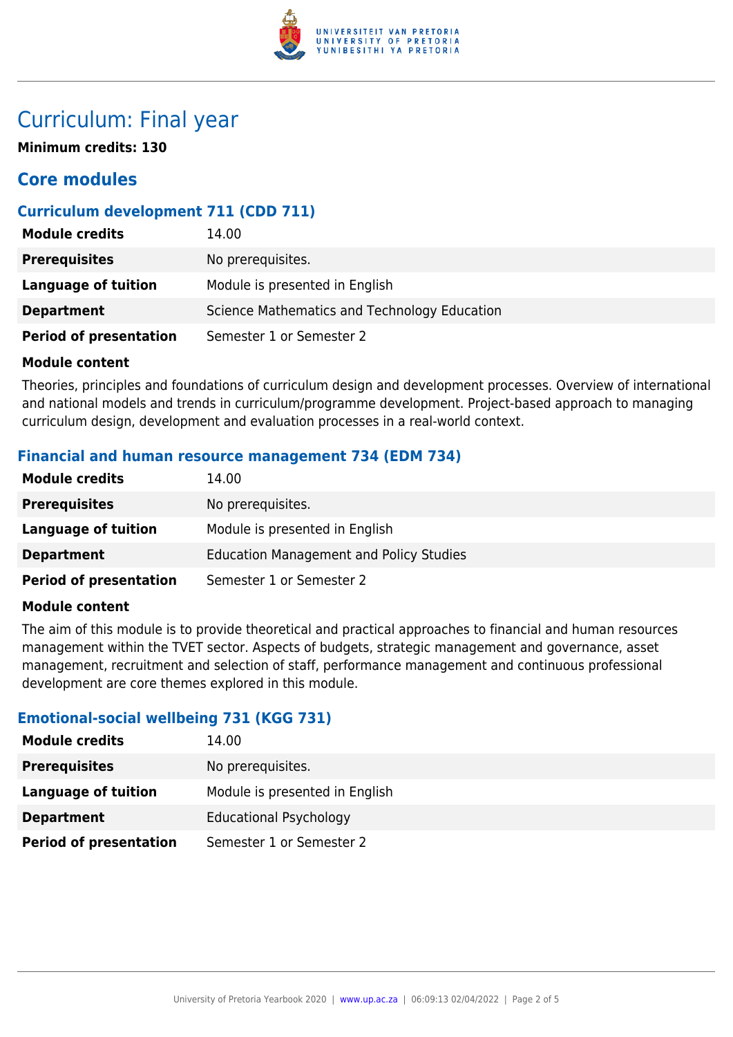# Curriculum: Final year

**Minimum credits: 130**

## Core modules

### Curriculum development 711 (CDD 711)

| | |
|---|---|
| **Module credits** | 14.00 |
| **Prerequisites** | No prerequisites. |
| **Language of tuition** | Module is presented in English |
| **Department** | Science Mathematics and Technology Education |
| **Period of presentation** | Semester 1 or Semester 2 |

**Module content**

Theories, principles and foundations of curriculum design and development processes. Overview of international and national models and trends in curriculum/programme development. Project-based approach to managing curriculum design, development and evaluation processes in a real-world context.

### Financial and human resource management 734 (EDM 734)

| | |
|---|---|
| **Module credits** | 14.00 |
| **Prerequisites** | No prerequisites. |
| **Language of tuition** | Module is presented in English |
| **Department** | Education Management and Policy Studies |
| **Period of presentation** | Semester 1 or Semester 2 |

**Module content**

The aim of this module is to provide theoretical and practical approaches to financial and human resources management within the TVET sector. Aspects of budgets, strategic management and governance, asset management, recruitment and selection of staff, performance management and continuous professional development are core themes explored in this module.

### Emotional-social wellbeing 731 (KGG 731)

| | |
|---|---|
| **Module credits** | 14.00 |
| **Prerequisites** | No prerequisites. |
| **Language of tuition** | Module is presented in English |
| **Department** | Educational Psychology |
| **Period of presentation** | Semester 1 or Semester 2 |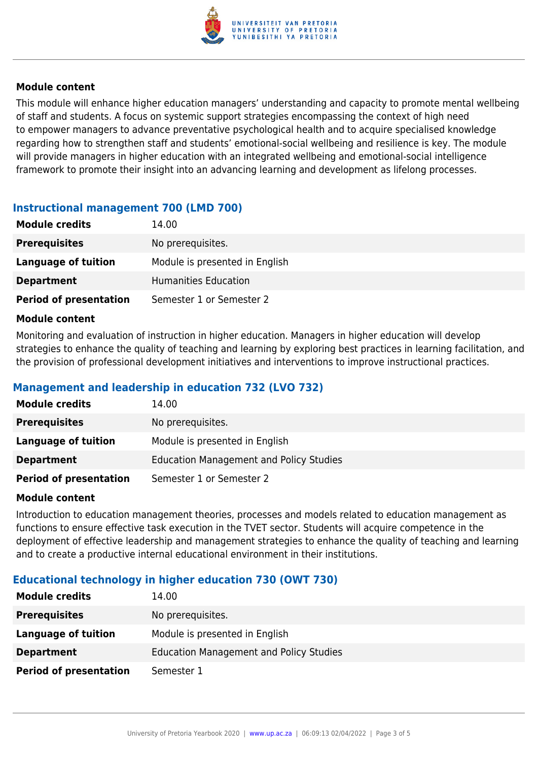#### Module content

This module will enhance higher education managers' understanding and capacity to promote mental wellbeing of staff and students. A focus on systemic support strategies encompassing the context of high need to empower managers to advance preventative psychological health and to acquire specialised knowledge regarding how to strengthen staff and students' emotional-social wellbeing and resilience is key. The module will provide managers in higher education with an integrated wellbeing and emotional-social intelligence framework to promote their insight into an advancing learning and development as lifelong processes.

### Instructional management 700 (LMD 700)

| | |
|---|---|
| **Module credits** | 14.00 |
| **Prerequisites** | No prerequisites. |
| **Language of tuition** | Module is presented in English |
| **Department** | Humanities Education |
| **Period of presentation** | Semester 1 or Semester 2 |

#### Module content

Monitoring and evaluation of instruction in higher education. Managers in higher education will develop strategies to enhance the quality of teaching and learning by exploring best practices in learning facilitation, and the provision of professional development initiatives and interventions to improve instructional practices.

### Management and leadership in education 732 (LVO 732)

| | |
|---|---|
| **Module credits** | 14.00 |
| **Prerequisites** | No prerequisites. |
| **Language of tuition** | Module is presented in English |
| **Department** | Education Management and Policy Studies |
| **Period of presentation** | Semester 1 or Semester 2 |

#### Module content

Introduction to education management theories, processes and models related to education management as functions to ensure effective task execution in the TVET sector. Students will acquire competence in the deployment of effective leadership and management strategies to enhance the quality of teaching and learning and to create a productive internal educational environment in their institutions.

### Educational technology in higher education 730 (OWT 730)

| | |
|---|---|
| **Module credits** | 14.00 |
| **Prerequisites** | No prerequisites. |
| **Language of tuition** | Module is presented in English |
| **Department** | Education Management and Policy Studies |
| **Period of presentation** | Semester 1 |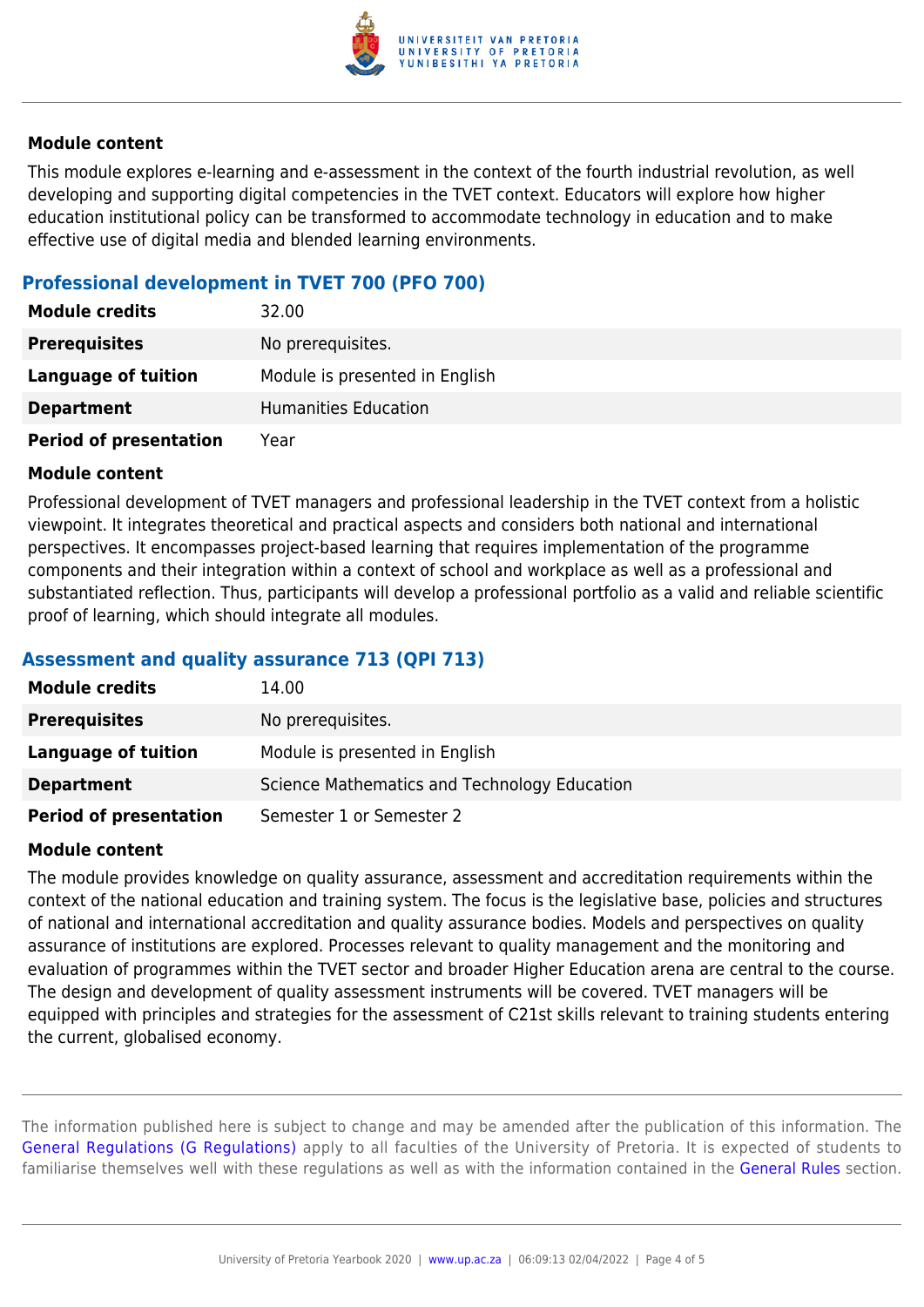#### Module content

This module explores e-learning and e-assessment in the context of the fourth industrial revolution, as well developing and supporting digital competencies in the TVET context. Educators will explore how higher education institutional policy can be transformed to accommodate technology in education and to make effective use of digital media and blended learning environments.

### Professional development in TVET 700 (PFO 700)

| | |
|---|---|
| **Module credits** | 32.00 |
| **Prerequisites** | No prerequisites. |
| **Language of tuition** | Module is presented in English |
| **Department** | Humanities Education |
| **Period of presentation** | Year |

#### Module content

Professional development of TVET managers and professional leadership in the TVET context from a holistic viewpoint. It integrates theoretical and practical aspects and considers both national and international perspectives. It encompasses project-based learning that requires implementation of the programme components and their integration within a context of school and workplace as well as a professional and substantiated reflection. Thus, participants will develop a professional portfolio as a valid and reliable scientific proof of learning, which should integrate all modules.

### Assessment and quality assurance 713 (QPI 713)

| | |
|---|---|
| **Module credits** | 14.00 |
| **Prerequisites** | No prerequisites. |
| **Language of tuition** | Module is presented in English |
| **Department** | Science Mathematics and Technology Education |
| **Period of presentation** | Semester 1 or Semester 2 |

#### Module content

The module provides knowledge on quality assurance, assessment and accreditation requirements within the context of the national education and training system. The focus is the legislative base, policies and structures of national and international accreditation and quality assurance bodies. Models and perspectives on quality assurance of institutions are explored. Processes relevant to quality management and the monitoring and evaluation of programmes within the TVET sector and broader Higher Education arena are central to the course. The design and development of quality assessment instruments will be covered. TVET managers will be equipped with principles and strategies for the assessment of C21st skills relevant to training students entering the current, globalised economy.

The information published here is subject to change and may be amended after the publication of this information. The General Regulations (G Regulations) apply to all faculties of the University of Pretoria. It is expected of students to familiarise themselves well with these regulations as well as with the information contained in the General Rules section.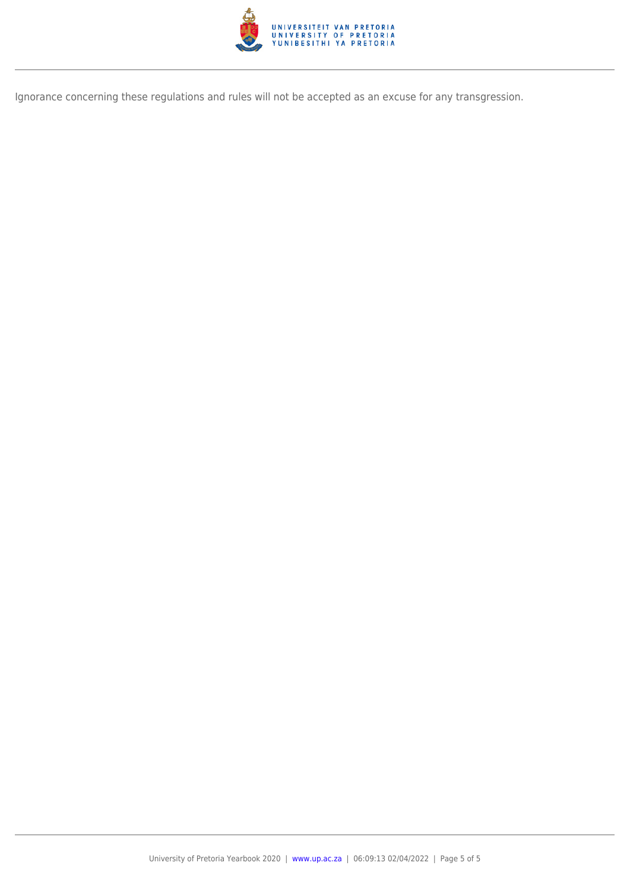Ignorance concerning these regulations and rules will not be accepted as an excuse for any transgression.